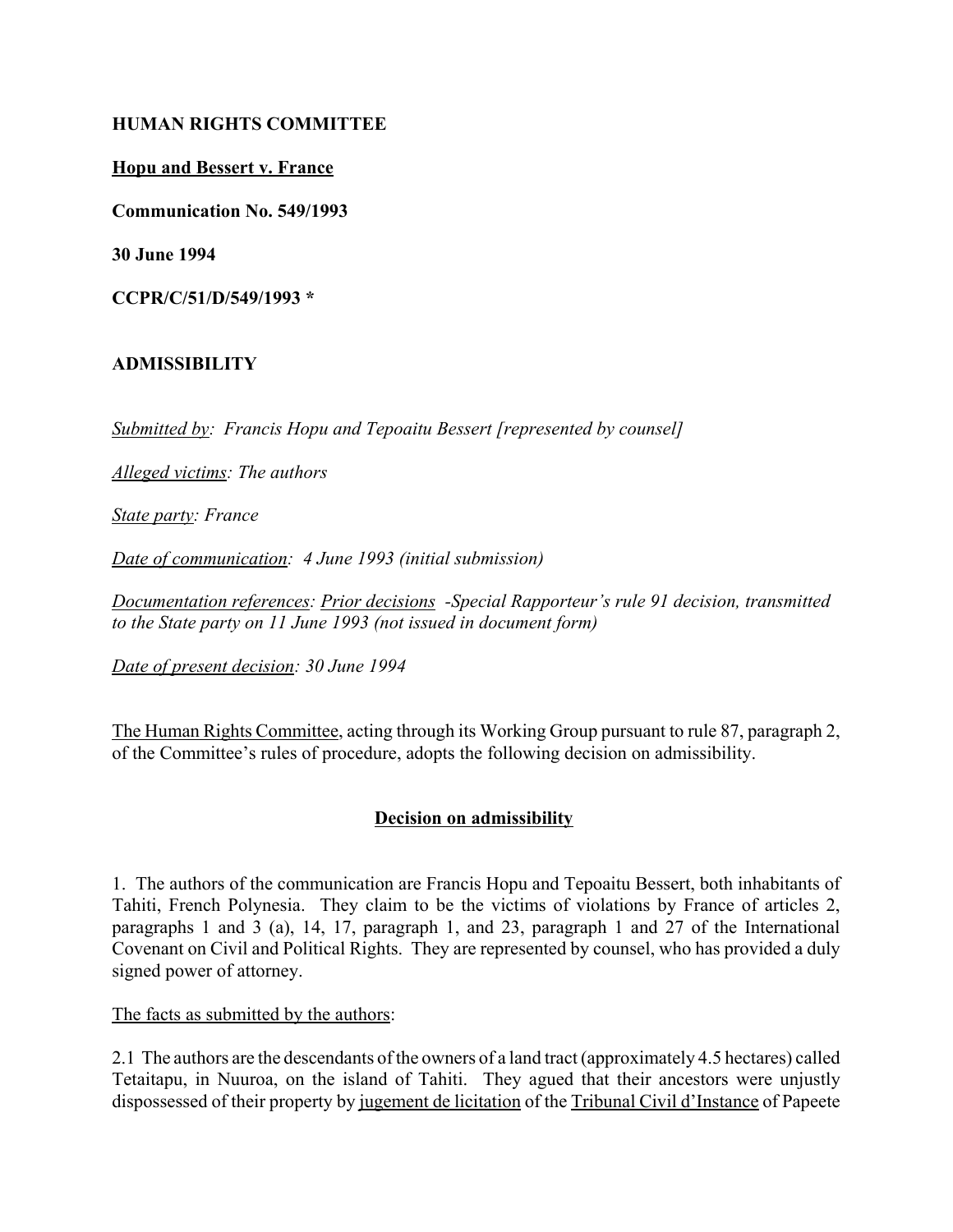**HUMAN RIGHTS COMMITTEE**

**Hopu and Bessert v. France**

**Communication No. 549/1993**

**30 June 1994**

**CCPR/C/51/D/549/1993 ***

**ADMISSIBILITY**

*Submitted by: Francis Hopu and Tepoaitu Bessert [represented by counsel]*

*Alleged victims: The authors*

*State party: France*

*Date of communication: 4 June 1993 (initial submission)*

*Documentation references: Prior decisions -Special Rapporteur's rule 91 decision, transmitted to the State party on 11 June 1993 (not issued in document form)*

*Date of present decision: 30 June 1994*

The Human Rights Committee, acting through its Working Group pursuant to rule 87, paragraph 2, of the Committee's rules of procedure, adopts the following decision on admissibility.

## Decision on admissibility

1. The authors of the communication are Francis Hopu and Tepoaitu Bessert, both inhabitants of Tahiti, French Polynesia. They claim to be the victims of violations by France of articles 2, paragraphs 1 and 3 (a), 14, 17, paragraph 1, and 23, paragraph 1 and 27 of the International Covenant on Civil and Political Rights. They are represented by counsel, who has provided a duly signed power of attorney.

The facts as submitted by the authors:

2.1 The authors are the descendants of the owners of a land tract (approximately 4.5 hectares) called Tetaitapu, in Nuuroa, on the island of Tahiti. They agued that their ancestors were unjustly dispossessed of their property by jugement de licitation of the Tribunal Civil d'Instance of Papeete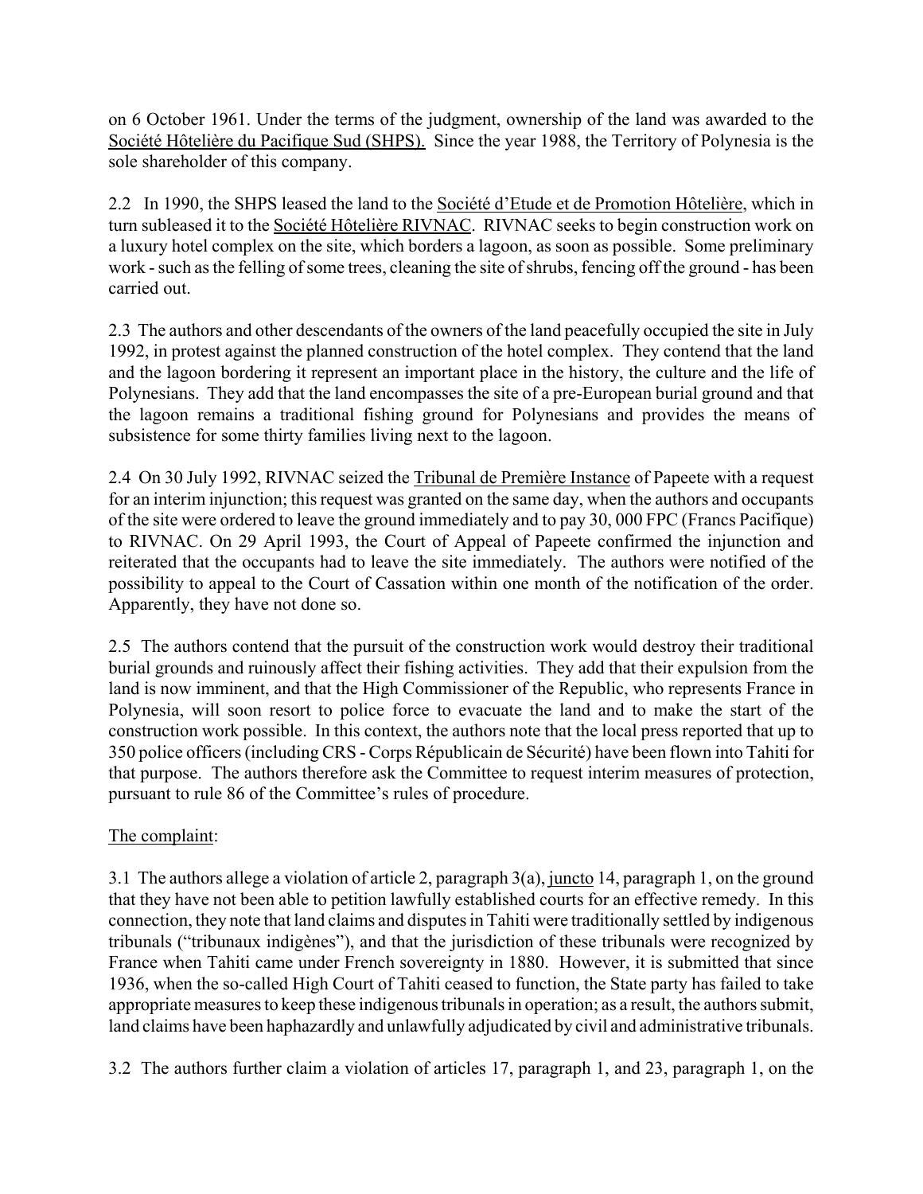on 6 October 1961. Under the terms of the judgment, ownership of the land was awarded to the Société Hôtelière du Pacifique Sud (SHPS). Since the year 1988, the Territory of Polynesia is the sole shareholder of this company.

2.2 In 1990, the SHPS leased the land to the Société d'Etude et de Promotion Hôtelière, which in turn subleased it to the Société Hôtelière RIVNAC. RIVNAC seeks to begin construction work on a luxury hotel complex on the site, which borders a lagoon, as soon as possible. Some preliminary work - such as the felling of some trees, cleaning the site of shrubs, fencing off the ground - has been carried out.

2.3 The authors and other descendants of the owners of the land peacefully occupied the site in July 1992, in protest against the planned construction of the hotel complex. They contend that the land and the lagoon bordering it represent an important place in the history, the culture and the life of Polynesians. They add that the land encompasses the site of a pre-European burial ground and that the lagoon remains a traditional fishing ground for Polynesians and provides the means of subsistence for some thirty families living next to the lagoon.

2.4 On 30 July 1992, RIVNAC seized the Tribunal de Première Instance of Papeete with a request for an interim injunction; this request was granted on the same day, when the authors and occupants of the site were ordered to leave the ground immediately and to pay 30, 000 FPC (Francs Pacifique) to RIVNAC. On 29 April 1993, the Court of Appeal of Papeete confirmed the injunction and reiterated that the occupants had to leave the site immediately. The authors were notified of the possibility to appeal to the Court of Cassation within one month of the notification of the order. Apparently, they have not done so.

2.5 The authors contend that the pursuit of the construction work would destroy their traditional burial grounds and ruinously affect their fishing activities. They add that their expulsion from the land is now imminent, and that the High Commissioner of the Republic, who represents France in Polynesia, will soon resort to police force to evacuate the land and to make the start of the construction work possible. In this context, the authors note that the local press reported that up to 350 police officers (including CRS - Corps Républicain de Sécurité) have been flown into Tahiti for that purpose. The authors therefore ask the Committee to request interim measures of protection, pursuant to rule 86 of the Committee's rules of procedure.

The complaint:

3.1 The authors allege a violation of article 2, paragraph 3(a), juncto 14, paragraph 1, on the ground that they have not been able to petition lawfully established courts for an effective remedy. In this connection, they note that land claims and disputes in Tahiti were traditionally settled by indigenous tribunals ("tribunaux indigènes"), and that the jurisdiction of these tribunals were recognized by France when Tahiti came under French sovereignty in 1880. However, it is submitted that since 1936, when the so-called High Court of Tahiti ceased to function, the State party has failed to take appropriate measures to keep these indigenous tribunals in operation; as a result, the authors submit, land claims have been haphazardly and unlawfully adjudicated by civil and administrative tribunals.

3.2 The authors further claim a violation of articles 17, paragraph 1, and 23, paragraph 1, on the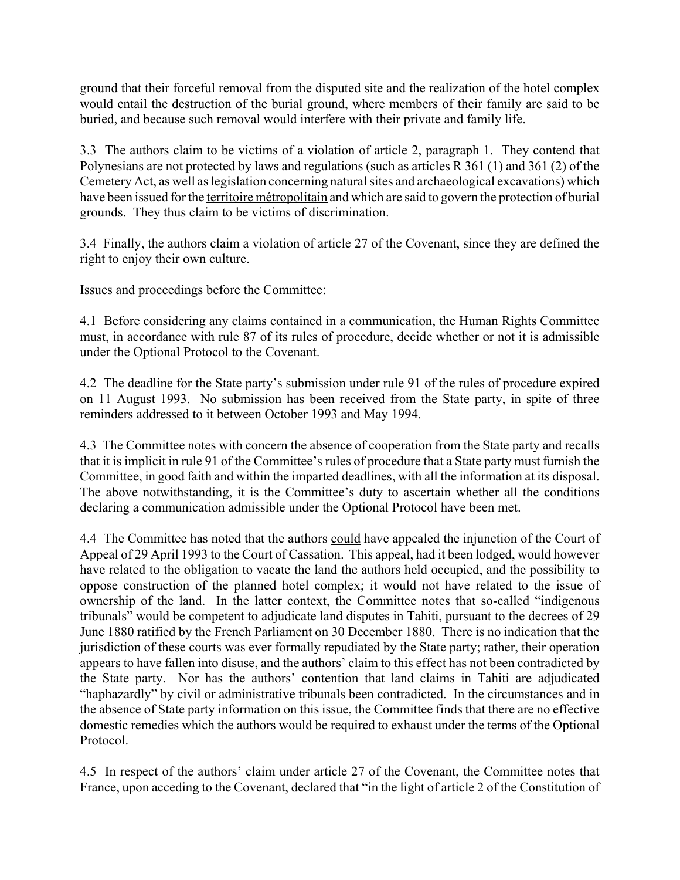ground that their forceful removal from the disputed site and the realization of the hotel complex would entail the destruction of the burial ground, where members of their family are said to be buried, and because such removal would interfere with their private and family life.

3.3 The authors claim to be victims of a violation of article 2, paragraph 1. They contend that Polynesians are not protected by laws and regulations (such as articles R 361 (1) and 361 (2) of the Cemetery Act, as well as legislation concerning natural sites and archaeological excavations) which have been issued for the territoire métropolitain and which are said to govern the protection of burial grounds. They thus claim to be victims of discrimination.

3.4 Finally, the authors claim a violation of article 27 of the Covenant, since they are defined the right to enjoy their own culture.

Issues and proceedings before the Committee:

4.1 Before considering any claims contained in a communication, the Human Rights Committee must, in accordance with rule 87 of its rules of procedure, decide whether or not it is admissible under the Optional Protocol to the Covenant.

4.2 The deadline for the State party's submission under rule 91 of the rules of procedure expired on 11 August 1993. No submission has been received from the State party, in spite of three reminders addressed to it between October 1993 and May 1994.

4.3 The Committee notes with concern the absence of cooperation from the State party and recalls that it is implicit in rule 91 of the Committee's rules of procedure that a State party must furnish the Committee, in good faith and within the imparted deadlines, with all the information at its disposal. The above notwithstanding, it is the Committee's duty to ascertain whether all the conditions declaring a communication admissible under the Optional Protocol have been met.

4.4 The Committee has noted that the authors could have appealed the injunction of the Court of Appeal of 29 April 1993 to the Court of Cassation. This appeal, had it been lodged, would however have related to the obligation to vacate the land the authors held occupied, and the possibility to oppose construction of the planned hotel complex; it would not have related to the issue of ownership of the land. In the latter context, the Committee notes that so-called "indigenous tribunals" would be competent to adjudicate land disputes in Tahiti, pursuant to the decrees of 29 June 1880 ratified by the French Parliament on 30 December 1880. There is no indication that the jurisdiction of these courts was ever formally repudiated by the State party; rather, their operation appears to have fallen into disuse, and the authors' claim to this effect has not been contradicted by the State party. Nor has the authors' contention that land claims in Tahiti are adjudicated "haphazardly" by civil or administrative tribunals been contradicted. In the circumstances and in the absence of State party information on this issue, the Committee finds that there are no effective domestic remedies which the authors would be required to exhaust under the terms of the Optional Protocol.

4.5 In respect of the authors' claim under article 27 of the Covenant, the Committee notes that France, upon acceding to the Covenant, declared that "in the light of article 2 of the Constitution of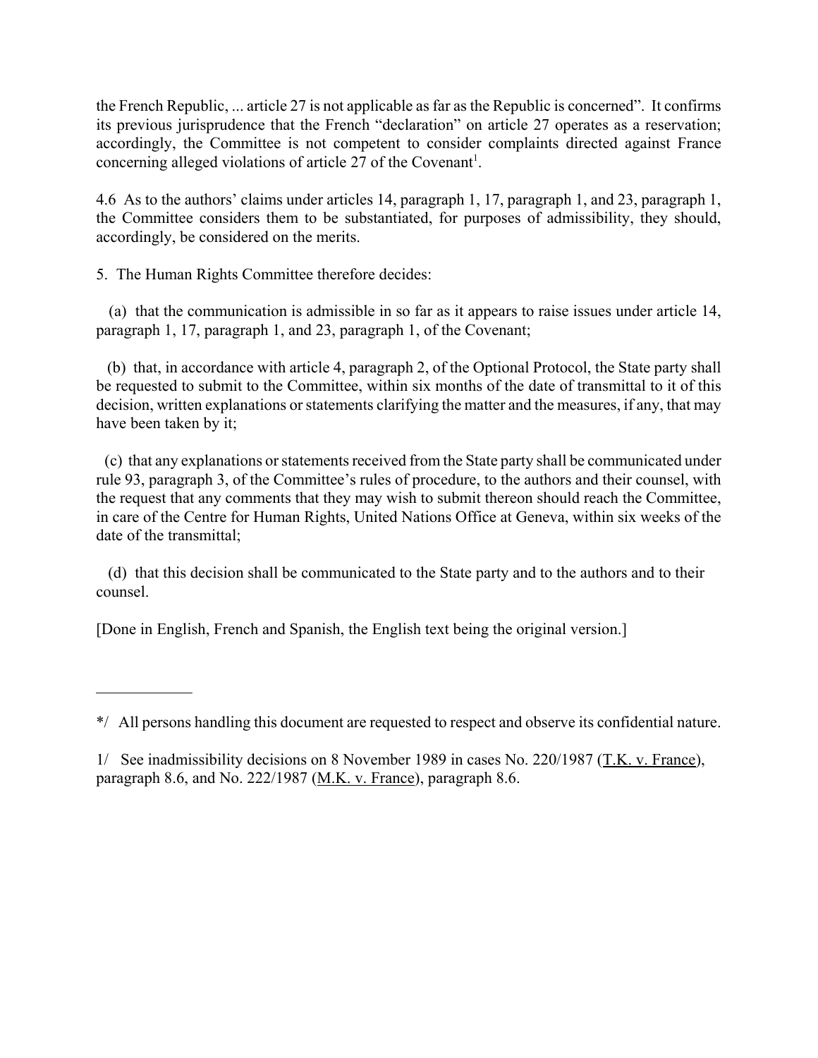the French Republic, ... article 27 is not applicable as far as the Republic is concerned". It confirms its previous jurisprudence that the French "declaration" on article 27 operates as a reservation; accordingly, the Committee is not competent to consider complaints directed against France concerning alleged violations of article 27 of the Covenant[1].

4.6 As to the authors' claims under articles 14, paragraph 1, 17, paragraph 1, and 23, paragraph 1, the Committee considers them to be substantiated, for purposes of admissibility, they should, accordingly, be considered on the merits.

5. The Human Rights Committee therefore decides:

(a) that the communication is admissible in so far as it appears to raise issues under article 14, paragraph 1, 17, paragraph 1, and 23, paragraph 1, of the Covenant;

(b) that, in accordance with article 4, paragraph 2, of the Optional Protocol, the State party shall be requested to submit to the Committee, within six months of the date of transmittal to it of this decision, written explanations or statements clarifying the matter and the measures, if any, that may have been taken by it;

(c) that any explanations or statements received from the State party shall be communicated under rule 93, paragraph 3, of the Committee's rules of procedure, to the authors and their counsel, with the request that any comments that they may wish to submit thereon should reach the Committee, in care of the Centre for Human Rights, United Nations Office at Geneva, within six weeks of the date of the transmittal;

(d) that this decision shall be communicated to the State party and to the authors and to their counsel.

[Done in English, French and Spanish, the English text being the original version.]

---

*/ All persons handling this document are requested to respect and observe its confidential nature.

1/ See inadmissibility decisions on 8 November 1989 in cases No. 220/1987 (<u>T.K. v. France</u>), paragraph 8.6, and No. 222/1987 (<u>M.K. v. France</u>), paragraph 8.6.